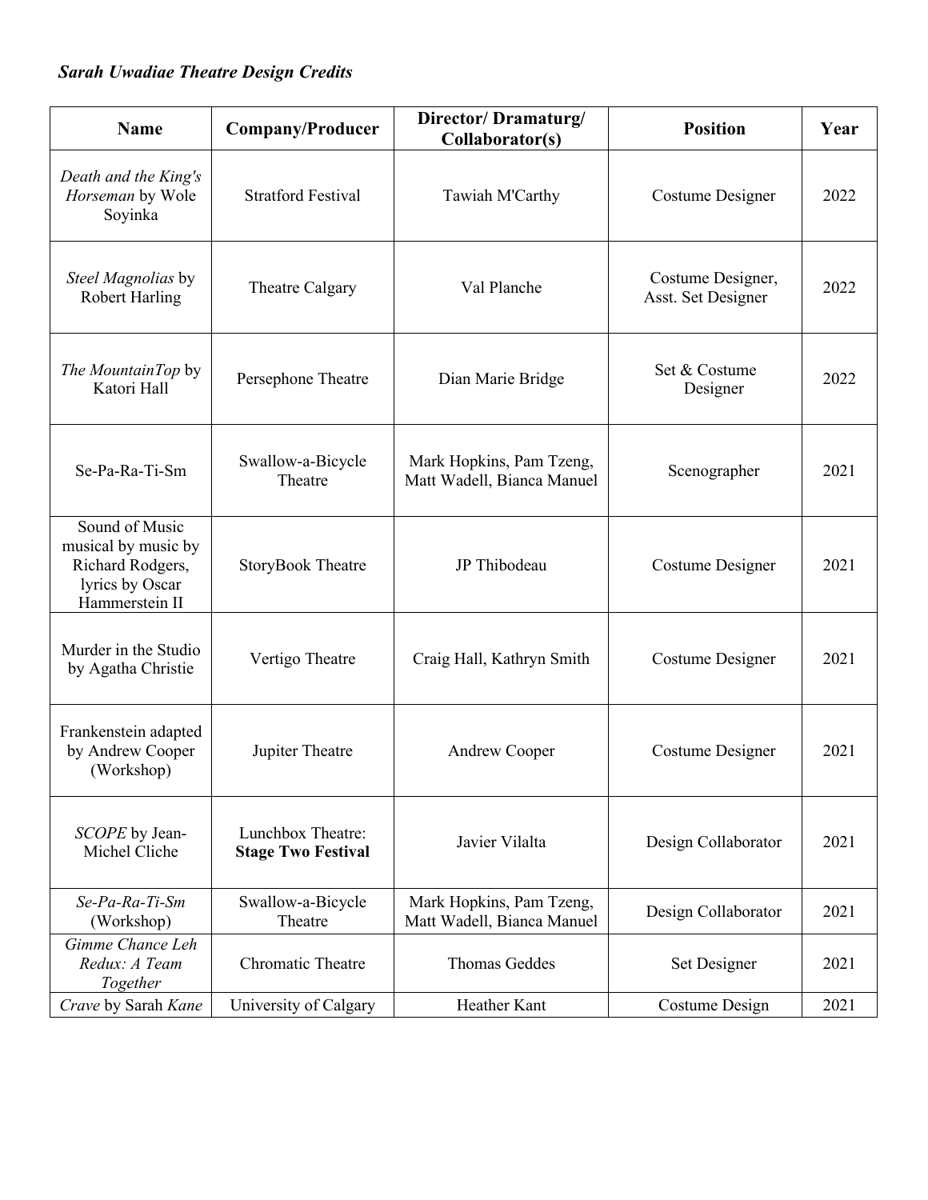***Sarah Uwadiae Theatre Design Credits***

| **Name** | **Company/Producer** | **Director/ Dramaturg/ Collaborator(s)** | **Position** | **Year** |
|---|---|---|---|---|
| *Death and the King's Horseman* by Wole Soyinka | Stratford Festival | Tawiah M'Carthy | Costume Designer | 2022 |
| *Steel Magnolias* by Robert Harling | Theatre Calgary | Val Planche | Costume Designer, Asst. Set Designer | 2022 |
| *The MountainTop* by Katori Hall | Persephone Theatre | Dian Marie Bridge | Set & Costume Designer | 2022 |
| Se-Pa-Ra-Ti-Sm | Swallow-a-Bicycle Theatre | Mark Hopkins, Pam Tzeng, Matt Wadell, Bianca Manuel | Scenographer | 2021 |
| Sound of Music musical by music by Richard Rodgers, lyrics by Oscar Hammerstein II | StoryBook Theatre | JP Thibodeau | Costume Designer | 2021 |
| Murder in the Studio by Agatha Christie | Vertigo Theatre | Craig Hall, Kathryn Smith | Costume Designer | 2021 |
| Frankenstein adapted by Andrew Cooper (Workshop) | Jupiter Theatre | Andrew Cooper | Costume Designer | 2021 |
| *SCOPE* by Jean-Michel Cliche | Lunchbox Theatre: **Stage Two Festival** | Javier Vilalta | Design Collaborator | 2021 |
| *Se-Pa-Ra-Ti-Sm* (Workshop) | Swallow-a-Bicycle Theatre | Mark Hopkins, Pam Tzeng, Matt Wadell, Bianca Manuel | Design Collaborator | 2021 |
| *Gimme Chance Leh Redux: A Team Together* | Chromatic Theatre | Thomas Geddes | Set Designer | 2021 |
| *Crave* by Sarah *Kane* | University of Calgary | Heather Kant | Costume Design | 2021 |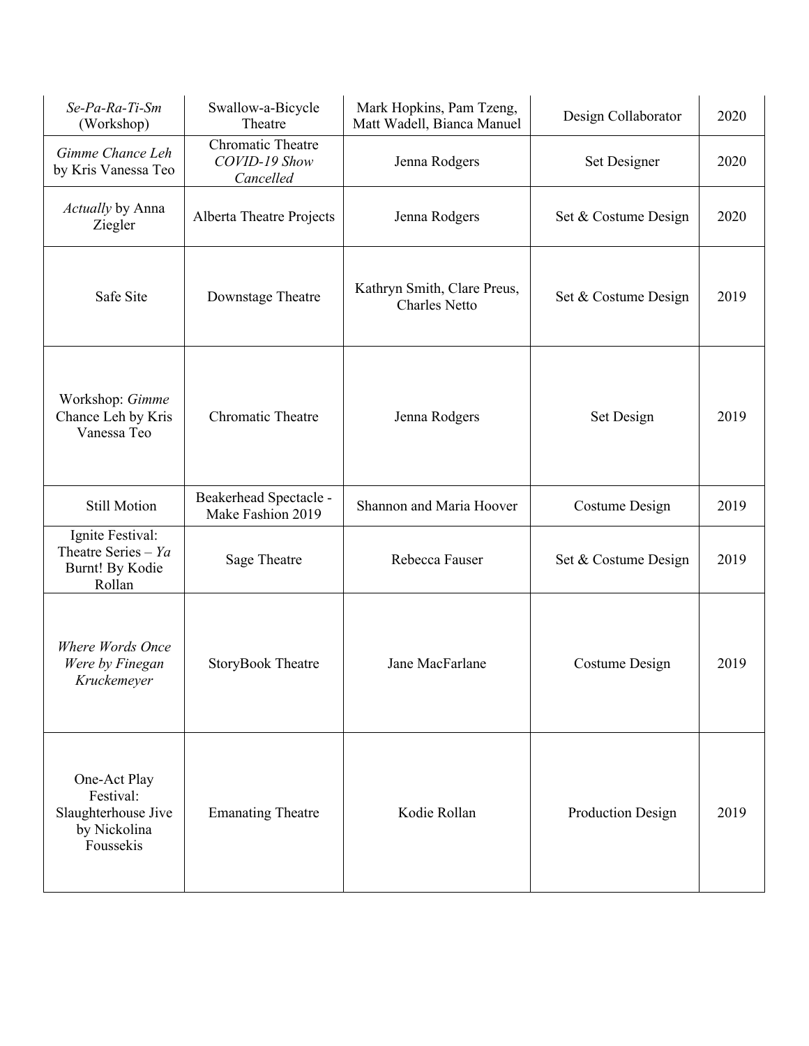| *Se-Pa-Ra-Ti-Sm* (Workshop) | Swallow-a-Bicycle Theatre | Mark Hopkins, Pam Tzeng, Matt Wadell, Bianca Manuel | Design Collaborator | 2020 |
|---|---|---|---|---|
| *Gimme Chance Leh* by Kris Vanessa Teo | Chromatic Theatre *COVID-19 Show Cancelled* | Jenna Rodgers | Set Designer | 2020 |
| *Actually* by Anna Ziegler | Alberta Theatre Projects | Jenna Rodgers | Set & Costume Design | 2020 |
| Safe Site | Downstage Theatre | Kathryn Smith, Clare Preus, Charles Netto | Set & Costume Design | 2019 |
| Workshop: *Gimme* Chance Leh by Kris Vanessa Teo | Chromatic Theatre | Jenna Rodgers | Set Design | 2019 |
| Still Motion | Beakerhead Spectacle - Make Fashion 2019 | Shannon and Maria Hoover | Costume Design | 2019 |
| Ignite Festival: Theatre Series – *Ya* Burnt! By Kodie Rollan | Sage Theatre | Rebecca Fauser | Set & Costume Design | 2019 |
| *Where Words Once Were by Finegan Kruckemeyer* | StoryBook Theatre | Jane MacFarlane | Costume Design | 2019 |
| One-Act Play Festival: Slaughterhouse Jive by Nickolina Foussekis | Emanating Theatre | Kodie Rollan | Production Design | 2019 |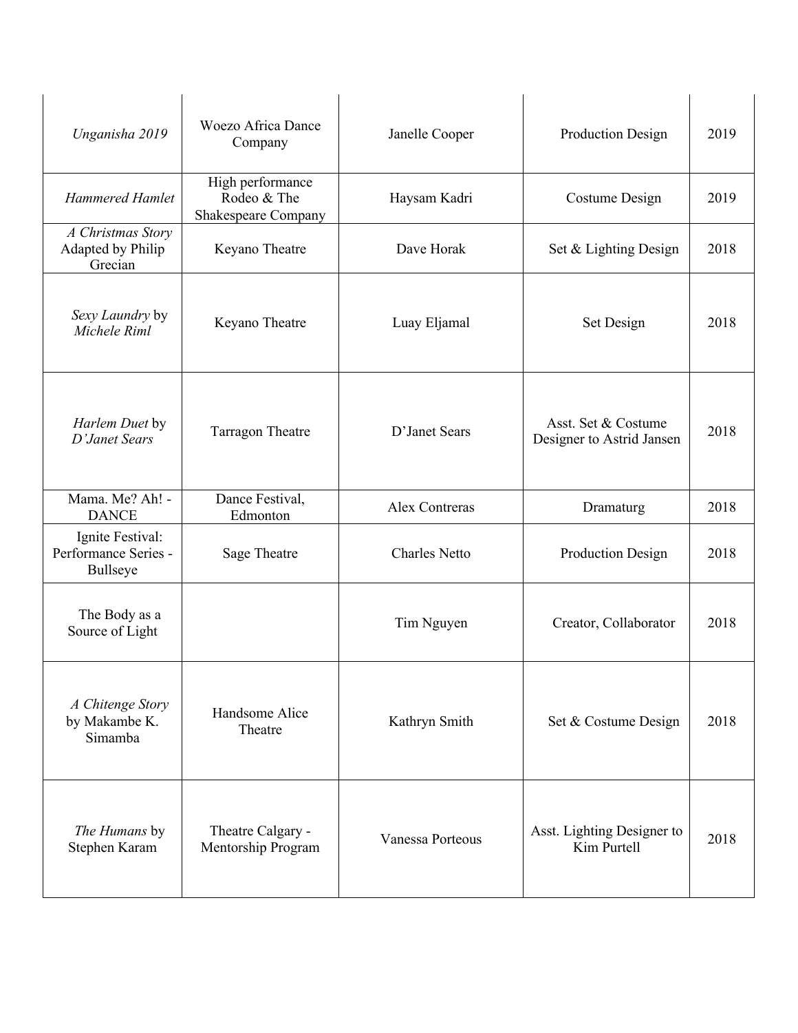| | | | | |
|---|---|---|---|---|
| *Unganisha 2019* | Woezo Africa Dance Company | Janelle Cooper | Production Design | 2019 |
| *Hammered Hamlet* | High performance Rodeo & The Shakespeare Company | Haysam Kadri | Costume Design | 2019 |
| *A Christmas Story* Adapted by Philip Grecian | Keyano Theatre | Dave Horak | Set & Lighting Design | 2018 |
| *Sexy Laundry* by *Michele Riml* | Keyano Theatre | Luay Eljamal | Set Design | 2018 |
| *Harlem Duet* by *D'Janet Sears* | Tarragon Theatre | D'Janet Sears | Asst. Set & Costume Designer to Astrid Jansen | 2018 |
| Mama. Me? Ah! - DANCE | Dance Festival, Edmonton | Alex Contreras | Dramaturg | 2018 |
| Ignite Festival: Performance Series - Bullseye | Sage Theatre | Charles Netto | Production Design | 2018 |
| The Body as a Source of Light | | Tim Nguyen | Creator, Collaborator | 2018 |
| *A Chitenge Story* by Makambe K. Simamba | Handsome Alice Theatre | Kathryn Smith | Set & Costume Design | 2018 |
| *The Humans* by Stephen Karam | Theatre Calgary - Mentorship Program | Vanessa Porteous | Asst. Lighting Designer to Kim Purtell | 2018 |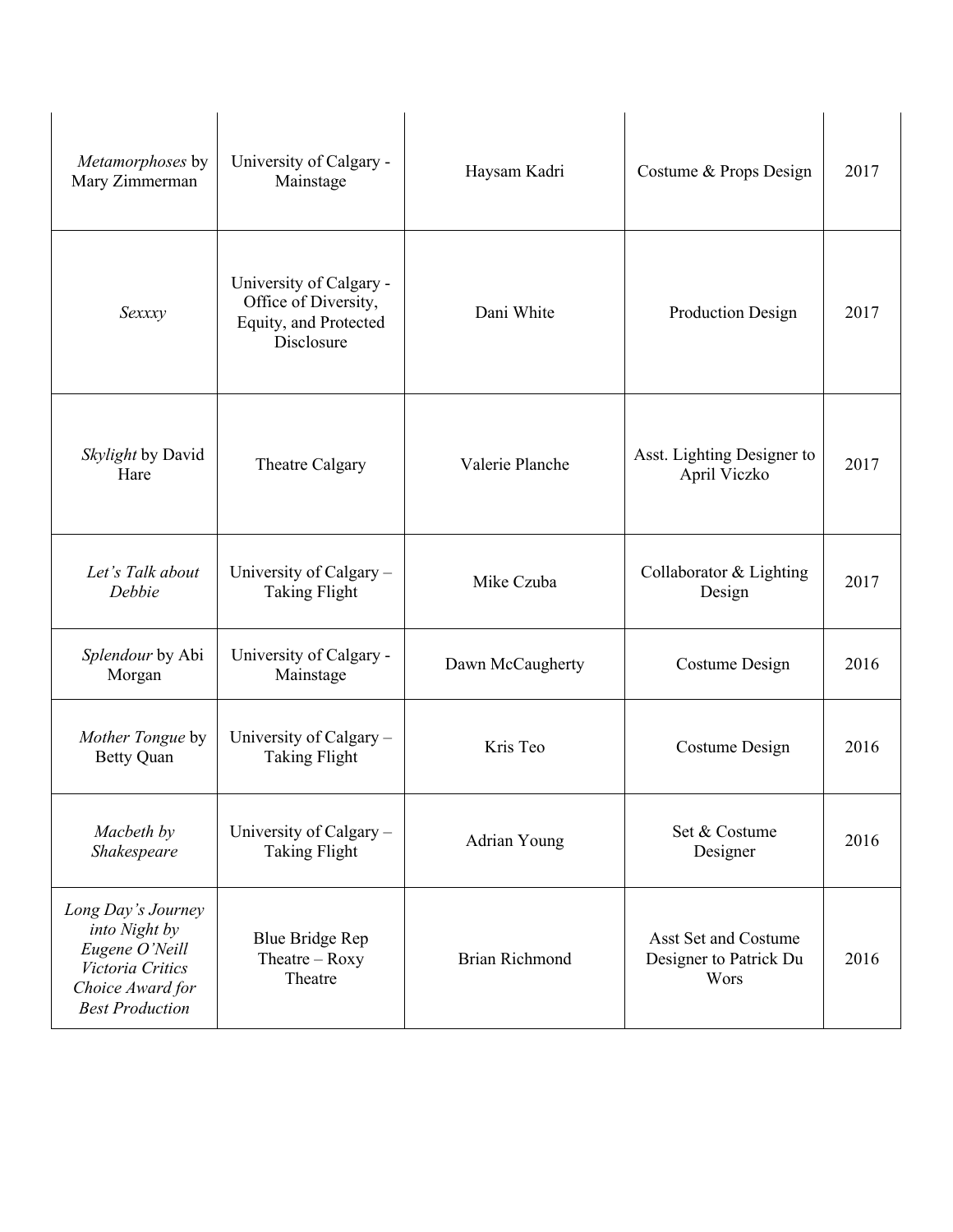| | | | | |
|---|---|---|---|---|
| *Metamorphoses* by Mary Zimmerman | University of Calgary - Mainstage | Haysam Kadri | Costume & Props Design | 2017 |
| *Sexxxy* | University of Calgary - Office of Diversity, Equity, and Protected Disclosure | Dani White | Production Design | 2017 |
| *Skylight* by David Hare | Theatre Calgary | Valerie Planche | Asst. Lighting Designer to April Viczko | 2017 |
| *Let's Talk about Debbie* | University of Calgary – Taking Flight | Mike Czuba | Collaborator & Lighting Design | 2017 |
| *Splendour* by Abi Morgan | University of Calgary - Mainstage | Dawn McCaugherty | Costume Design | 2016 |
| *Mother Tongue* by Betty Quan | University of Calgary – Taking Flight | Kris Teo | Costume Design | 2016 |
| *Macbeth by Shakespeare* | University of Calgary – Taking Flight | Adrian Young | Set & Costume Designer | 2016 |
| *Long Day's Journey into Night by Eugene O'Neill Victoria Critics Choice Award for Best Production* | Blue Bridge Rep Theatre – Roxy Theatre | Brian Richmond | Asst Set and Costume Designer to Patrick Du Wors | 2016 |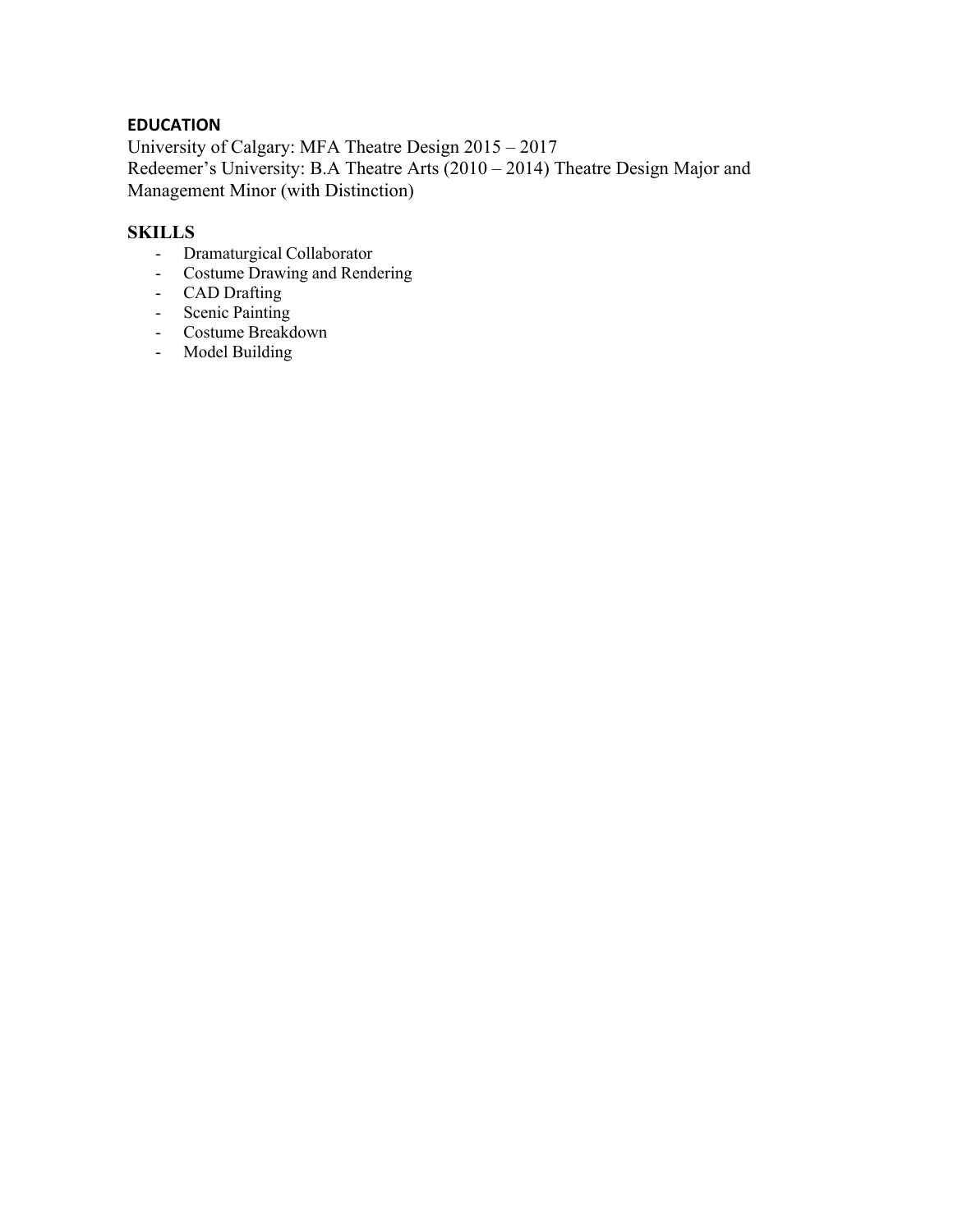## EDUCATION

University of Calgary: MFA Theatre Design 2015 – 2017
Redeemer's University: B.A Theatre Arts (2010 – 2014) Theatre Design Major and Management Minor (with Distinction)

## SKILLS

- Dramaturgical Collaborator
- Costume Drawing and Rendering
- CAD Drafting
- Scenic Painting
- Costume Breakdown
- Model Building